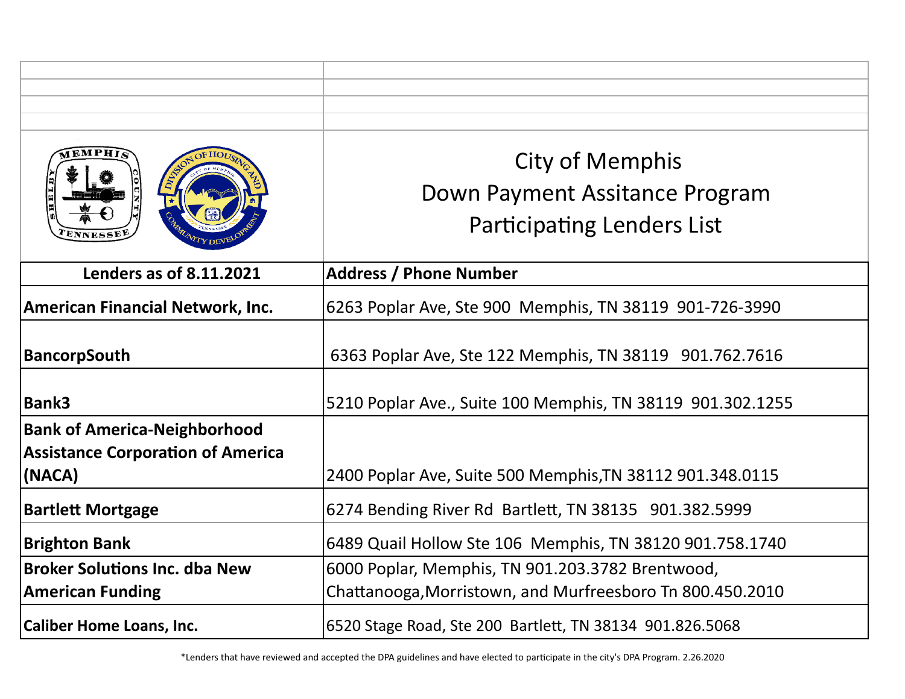# City of Memphis
# Down Payment Assitance Program
# Participating Lenders List

| Lenders as of 8.11.2021 | Address / Phone Number |
|---|---|
| **American Financial Network, Inc.** | 6263 Poplar Ave, Ste 900 Memphis, TN 38119 901-726-3990 |
| **BancorpSouth** | 6363 Poplar Ave, Ste 122 Memphis, TN 38119 901.762.7616 |
| **Bank3** | 5210 Poplar Ave., Suite 100 Memphis, TN 38119 901.302.1255 |
| **Bank of America-Neighborhood Assistance Corporation of America (NACA)** | 2400 Poplar Ave, Suite 500 Memphis,TN 38112 901.348.0115 |
| **Bartlett Mortgage** | 6274 Bending River Rd Bartlett, TN 38135 901.382.5999 |
| **Brighton Bank** | 6489 Quail Hollow Ste 106 Memphis, TN 38120 901.758.1740 |
| **Broker Solutions Inc. dba New American Funding** | 6000 Poplar, Memphis, TN 901.203.3782 Brentwood, Chattanooga,Morristown, and Murfreesboro Tn 800.450.2010 |
| **Caliber Home Loans, Inc.** | 6520 Stage Road, Ste 200 Bartlett, TN 38134 901.826.5068 |

*Lenders that have reviewed and accepted the DPA guidelines and have elected to participate in the city's DPA Program. 2.26.2020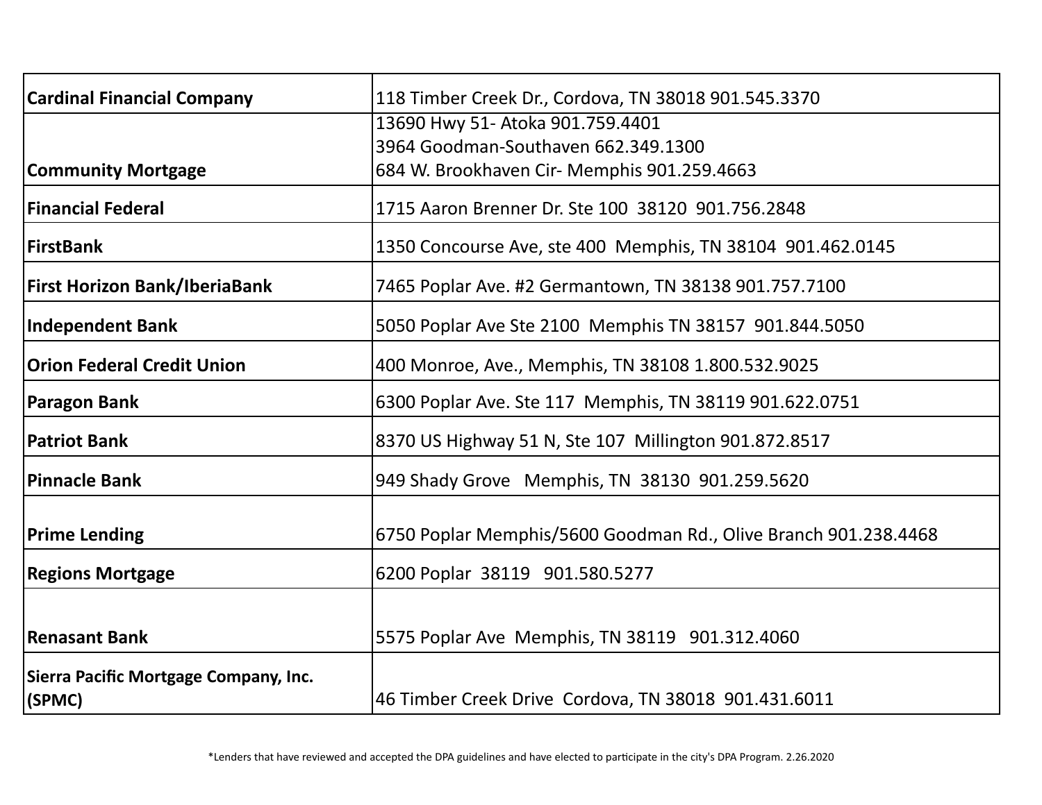| | |
|---|---|
| **Cardinal Financial Company** | 118 Timber Creek Dr., Cordova, TN 38018 901.545.3370 |
| **Community Mortgage** | 13690 Hwy 51- Atoka 901.759.4401<br>3964 Goodman-Southaven 662.349.1300<br>684 W. Brookhaven Cir- Memphis 901.259.4663 |
| **Financial Federal** | 1715 Aaron Brenner Dr. Ste 100 38120 901.756.2848 |
| **FirstBank** | 1350 Concourse Ave, ste 400 Memphis, TN 38104 901.462.0145 |
| **First Horizon Bank/IberiaBank** | 7465 Poplar Ave. #2 Germantown, TN 38138 901.757.7100 |
| **Independent Bank** | 5050 Poplar Ave Ste 2100 Memphis TN 38157 901.844.5050 |
| **Orion Federal Credit Union** | 400 Monroe, Ave., Memphis, TN 38108 1.800.532.9025 |
| **Paragon Bank** | 6300 Poplar Ave. Ste 117 Memphis, TN 38119 901.622.0751 |
| **Patriot Bank** | 8370 US Highway 51 N, Ste 107 Millington 901.872.8517 |
| **Pinnacle Bank** | 949 Shady Grove Memphis, TN 38130 901.259.5620 |
| **Prime Lending** | 6750 Poplar Memphis/5600 Goodman Rd., Olive Branch 901.238.4468 |
| **Regions Mortgage** | 6200 Poplar 38119 901.580.5277 |
| **Renasant Bank** | 5575 Poplar Ave Memphis, TN 38119 901.312.4060 |
| **Sierra Pacific Mortgage Company, Inc. (SPMC)** | 46 Timber Creek Drive Cordova, TN 38018 901.431.6011 |

*Lenders that have reviewed and accepted the DPA guidelines and have elected to participate in the city's DPA Program. 2.26.2020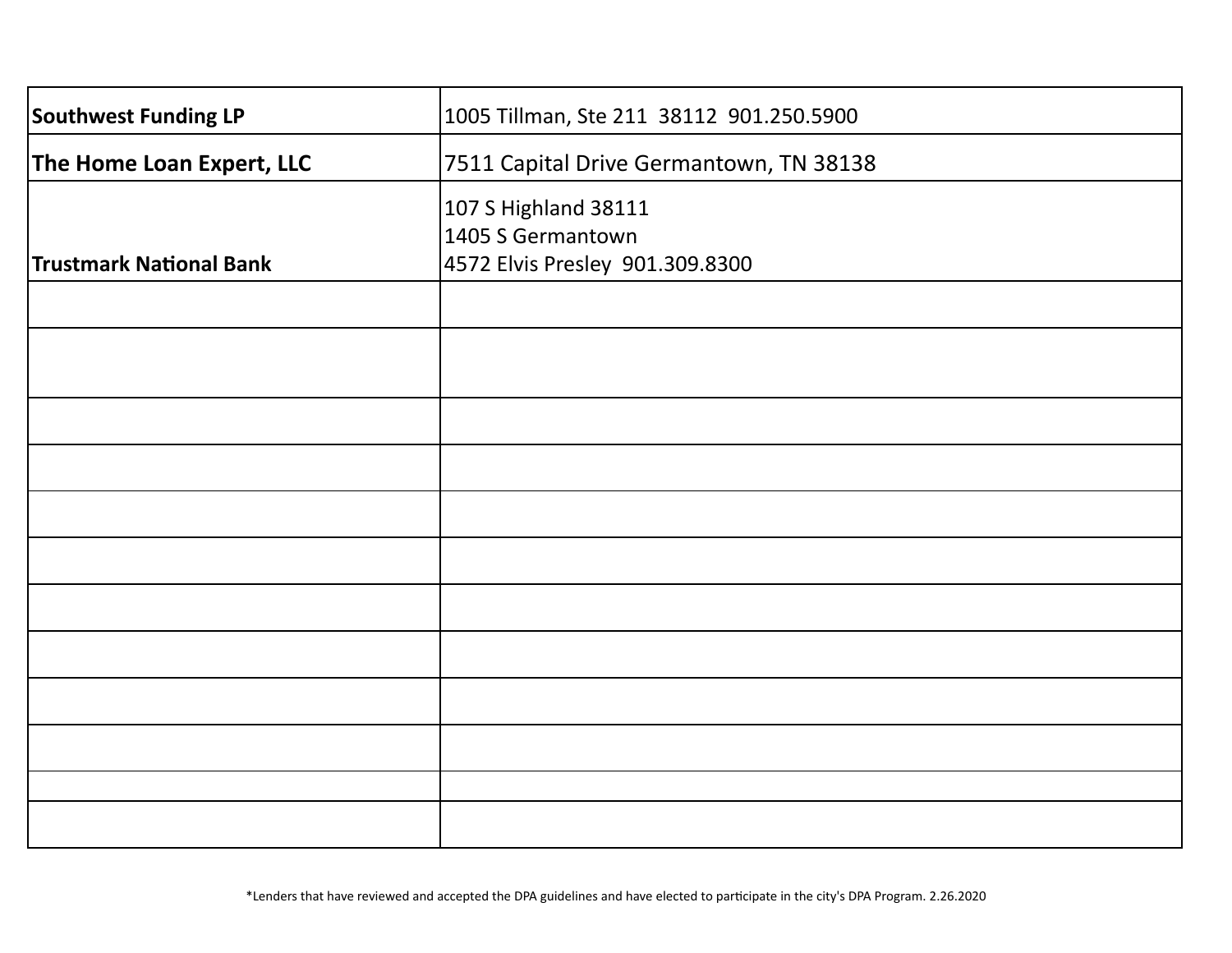| | |
|---|---|
| **Southwest Funding LP** | 1005 Tillman, Ste 211  38112  901.250.5900 |
| **The Home Loan Expert, LLC** | 7511 Capital Drive Germantown, TN 38138 |
| **Trustmark National Bank** | 107 S Highland 38111<br>1405 S Germantown<br>4572 Elvis Presley  901.309.8300 |
| | |
| | |
| | |
| | |
| | |
| | |
| | |
| | |
| | |
| | |
| | |
| | |

*Lenders that have reviewed and accepted the DPA guidelines and have elected to participate in the city's DPA Program. 2.26.2020